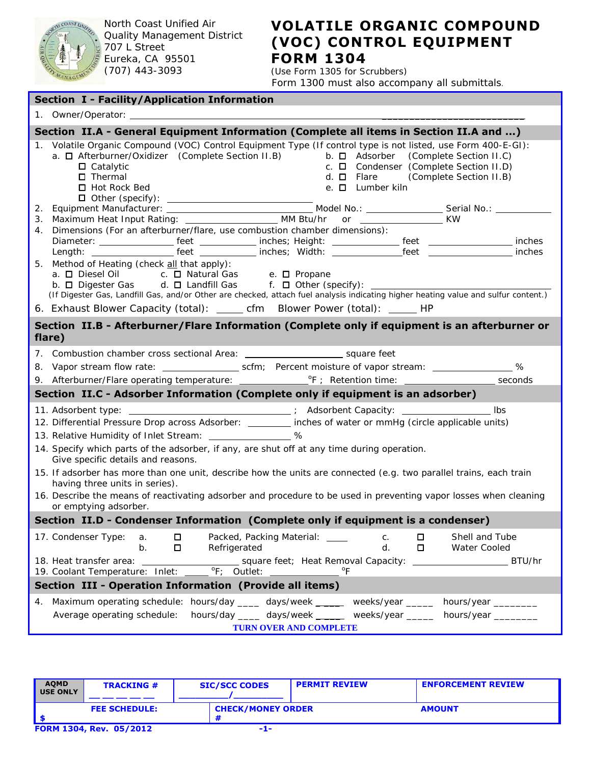North Coast Unified Air Quality Management District
707 L Street
Eureka, CA 95501
(707) 443-3093

# VOLATILE ORGANIC COMPOUND (VOC) CONTROL EQUIPMENT FORM 1304

(Use Form 1305 for Scrubbers)
Form 1300 must also accompany all submittals.

## Section I - Facility/Application Information

1. Owner/Operator: ______________________________

## Section II.A - General Equipment Information (Complete all items in Section II.A and ...)

1. Volatile Organic Compound (VOC) Control Equipment Type (If control type is not listed, use Form 400-E-GI):
   - a. ☐ Afterburner/Oxidizer (Complete Section II.B)
     - ☐ Catalytic
     - ☐ Thermal
     - ☐ Hot Rock Bed
     - ☐ Other (specify): ______________
   - b. ☐ Adsorber (Complete Section II.C)
   - c. ☐ Condenser (Complete Section II.D)
   - d. ☐ Flare (Complete Section II.B)
   - e. ☐ Lumber kiln
2. Equipment Manufacturer: ______________ Model No.: ________ Serial No.: ________
3. Maximum Heat Input Rating: __________ MM Btu/hr or __________ KW
4. Dimensions (For an afterburner/flare, use combustion chamber dimensions):
   Diameter: ________ feet ________ inches; Height: ________ feet ________ inches
   Length: ________ feet ________ inches; Width: ________ feet ________ inches
5. Method of Heating (check all that apply):
   - a. ☐ Diesel Oil
   - b. ☐ Digester Gas
   - c. ☐ Natural Gas
   - d. ☐ Landfill Gas
   - e. ☐ Propane
   - f. ☐ Other (specify): ______________

   (If Digester Gas, Landfill Gas, and/or Other are checked, attach fuel analysis indicating higher heating value and sulfur content.)
6. Exhaust Blower Capacity (total): _____ cfm Blower Power (total): _____ HP

## Section II.B - Afterburner/Flare Information (Complete only if equipment is an afterburner or flare)

7. Combustion chamber cross sectional Area: __________ square feet
8. Vapor stream flow rate: __________ scfm; Percent moisture of vapor stream: __________ %
9. Afterburner/Flare operating temperature: __________ °F ; Retention time: __________ seconds

## Section II.C - Adsorber Information (Complete only if equipment is an adsorber)

11. Adsorbent type: ______________ ; Adsorbent Capacity: __________ lbs
12. Differential Pressure Drop across Adsorber: ________ inches of water or mmHg (circle applicable units)
13. Relative Humidity of Inlet Stream: __________ %
14. Specify which parts of the adsorber, if any, are shut off at any time during operation. Give specific details and reasons.
15. If adsorber has more than one unit, describe how the units are connected (e.g. two parallel trains, each train having three units in series).
16. Describe the means of reactivating adsorber and procedure to be used in preventing vapor losses when cleaning or emptying adsorber.

## Section II.D - Condenser Information (Complete only if equipment is a condenser)

17. Condenser Type:
    - a. ☐ Packed, Packing Material: ____
    - b. ☐ Refrigerated
    - c. ☐ Shell and Tube
    - d. ☐ Water Cooled
18. Heat transfer area: __________ square feet; Heat Removal Capacity: __________ BTU/hr
19. Coolant Temperature: Inlet: _____ °F; Outlet: __________ °F

## Section III - Operation Information (Provide all items)

4. Maximum operating schedule: hours/day ____ days/week ____ weeks/year _____ hours/year ________
   Average operating schedule: hours/day ____ days/week ____ weeks/year _____ hours/year ________

TURN OVER AND COMPLETE

| AQMD USE ONLY | TRACKING # __ __ __ __ __ | SIC/SCC CODES ______/______ | PERMIT REVIEW | ENFORCEMENT REVIEW |
|---|---|---|---|---|
| $ | FEE SCHEDULE: | CHECK/MONEY ORDER # | | AMOUNT |

FORM 1304, Rev. 05/2012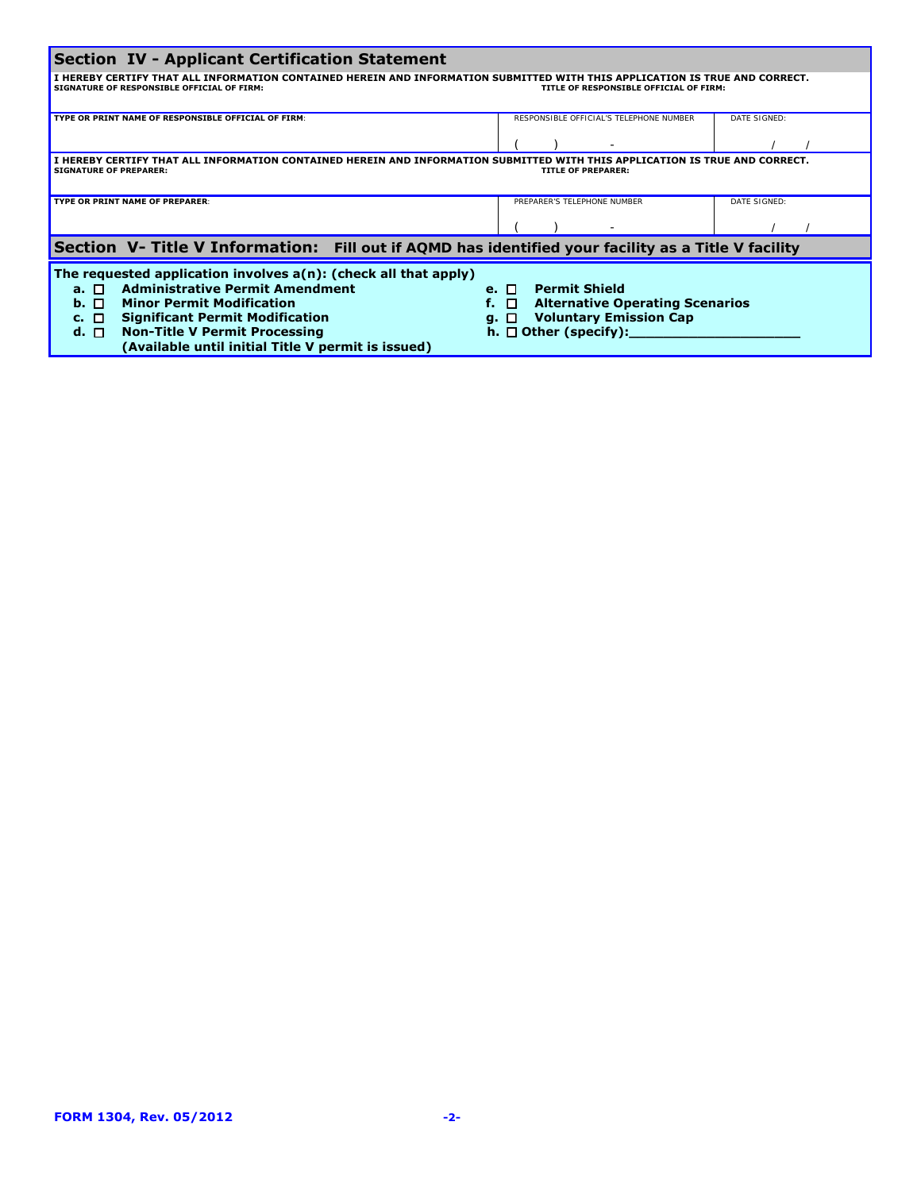## Section IV - Applicant Certification Statement

**I HEREBY CERTIFY THAT ALL INFORMATION CONTAINED HEREIN AND INFORMATION SUBMITTED WITH THIS APPLICATION IS TRUE AND CORRECT.**

| SIGNATURE OF RESPONSIBLE OFFICIAL OF FIRM: | TITLE OF RESPONSIBLE OFFICIAL OF FIRM: | |
|---|---|---|
| TYPE OR PRINT NAME OF RESPONSIBLE OFFICIAL OF FIRM: | RESPONSIBLE OFFICIAL'S TELEPHONE NUMBER<br>( ) - | DATE SIGNED:<br>/ / |

**I HEREBY CERTIFY THAT ALL INFORMATION CONTAINED HEREIN AND INFORMATION SUBMITTED WITH THIS APPLICATION IS TRUE AND CORRECT.**

| SIGNATURE OF PREPARER: | TITLE OF PREPARER: | |
|---|---|---|
| TYPE OR PRINT NAME OF PREPARER: | PREPARER'S TELEPHONE NUMBER<br>( ) - | DATE SIGNED:<br>/ / |

## Section V- Title V Information: Fill out if AQMD has identified your facility as a Title V facility

**The requested application involves a(n): (check all that apply)**

- **a.** ☐ **Administrative Permit Amendment**
- **b.** ☐ **Minor Permit Modification**
- **c.** ☐ **Significant Permit Modification**
- **d.** ☐ **Non-Title V Permit Processing (Available until initial Title V permit is issued)**
- **e.** ☐ **Permit Shield**
- **f.** ☐ **Alternative Operating Scenarios**
- **g.** ☐ **Voluntary Emission Cap**
- **h.** ☐ **Other (specify):____________________**

**FORM 1304, Rev. 05/2012**